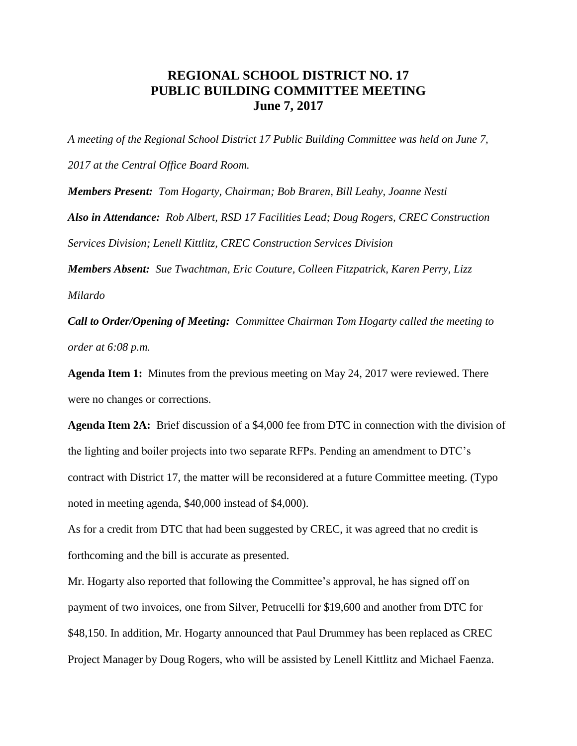# REGIONAL SCHOOL DISTRICT NO. 17
# PUBLIC BUILDING COMMITTEE MEETING
# June 7, 2017

*A meeting of the Regional School District 17 Public Building Committee was held on June 7, 2017 at the Central Office Board Room.*

***Members Present:*** *Tom Hogarty, Chairman; Bob Braren, Bill Leahy, Joanne Nesti*

***Also in Attendance:*** *Rob Albert, RSD 17 Facilities Lead; Doug Rogers, CREC Construction Services Division; Lenell Kittlitz, CREC Construction Services Division*

***Members Absent:*** *Sue Twachtman, Eric Couture, Colleen Fitzpatrick, Karen Perry, Lizz Milardo*

***Call to Order/Opening of Meeting:*** *Committee Chairman Tom Hogarty called the meeting to order at 6:08 p.m.*

**Agenda Item 1:** Minutes from the previous meeting on May 24, 2017 were reviewed. There were no changes or corrections.

**Agenda Item 2A:** Brief discussion of a $4,000 fee from DTC in connection with the division of the lighting and boiler projects into two separate RFPs. Pending an amendment to DTC's contract with District 17, the matter will be reconsidered at a future Committee meeting. (Typo noted in meeting agenda, $40,000 instead of $4,000).

As for a credit from DTC that had been suggested by CREC, it was agreed that no credit is forthcoming and the bill is accurate as presented.

Mr. Hogarty also reported that following the Committee's approval, he has signed off on payment of two invoices, one from Silver, Petrucelli for $19,600 and another from DTC for $48,150. In addition, Mr. Hogarty announced that Paul Drummey has been replaced as CREC Project Manager by Doug Rogers, who will be assisted by Lenell Kittlitz and Michael Faenza.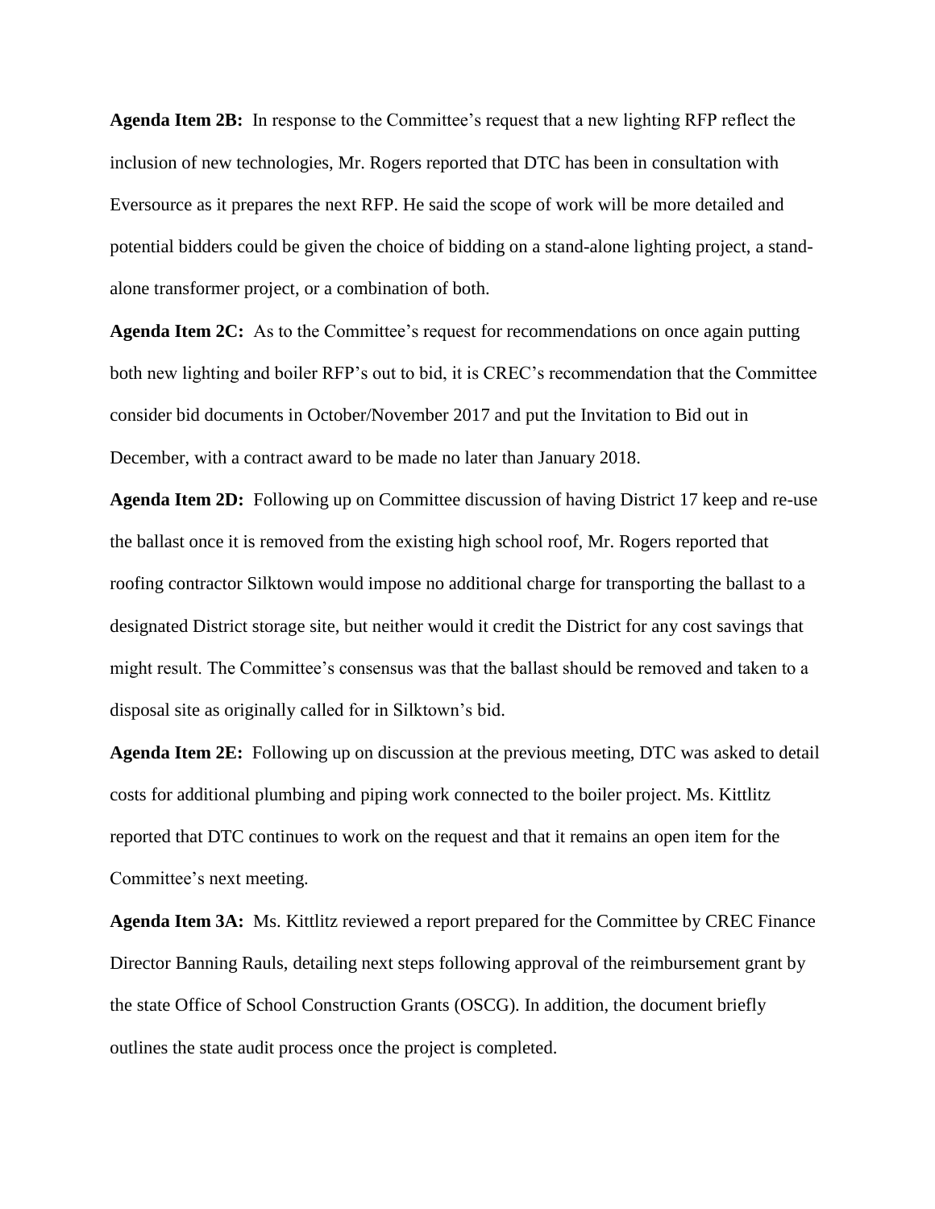**Agenda Item 2B:** In response to the Committee's request that a new lighting RFP reflect the inclusion of new technologies, Mr. Rogers reported that DTC has been in consultation with Eversource as it prepares the next RFP. He said the scope of work will be more detailed and potential bidders could be given the choice of bidding on a stand-alone lighting project, a stand-alone transformer project, or a combination of both.

**Agenda Item 2C:** As to the Committee's request for recommendations on once again putting both new lighting and boiler RFP's out to bid, it is CREC's recommendation that the Committee consider bid documents in October/November 2017 and put the Invitation to Bid out in December, with a contract award to be made no later than January 2018.

**Agenda Item 2D:** Following up on Committee discussion of having District 17 keep and re-use the ballast once it is removed from the existing high school roof, Mr. Rogers reported that roofing contractor Silktown would impose no additional charge for transporting the ballast to a designated District storage site, but neither would it credit the District for any cost savings that might result. The Committee's consensus was that the ballast should be removed and taken to a disposal site as originally called for in Silktown's bid.

**Agenda Item 2E:** Following up on discussion at the previous meeting, DTC was asked to detail costs for additional plumbing and piping work connected to the boiler project. Ms. Kittlitz reported that DTC continues to work on the request and that it remains an open item for the Committee's next meeting.

**Agenda Item 3A:** Ms. Kittlitz reviewed a report prepared for the Committee by CREC Finance Director Banning Rauls, detailing next steps following approval of the reimbursement grant by the state Office of School Construction Grants (OSCG). In addition, the document briefly outlines the state audit process once the project is completed.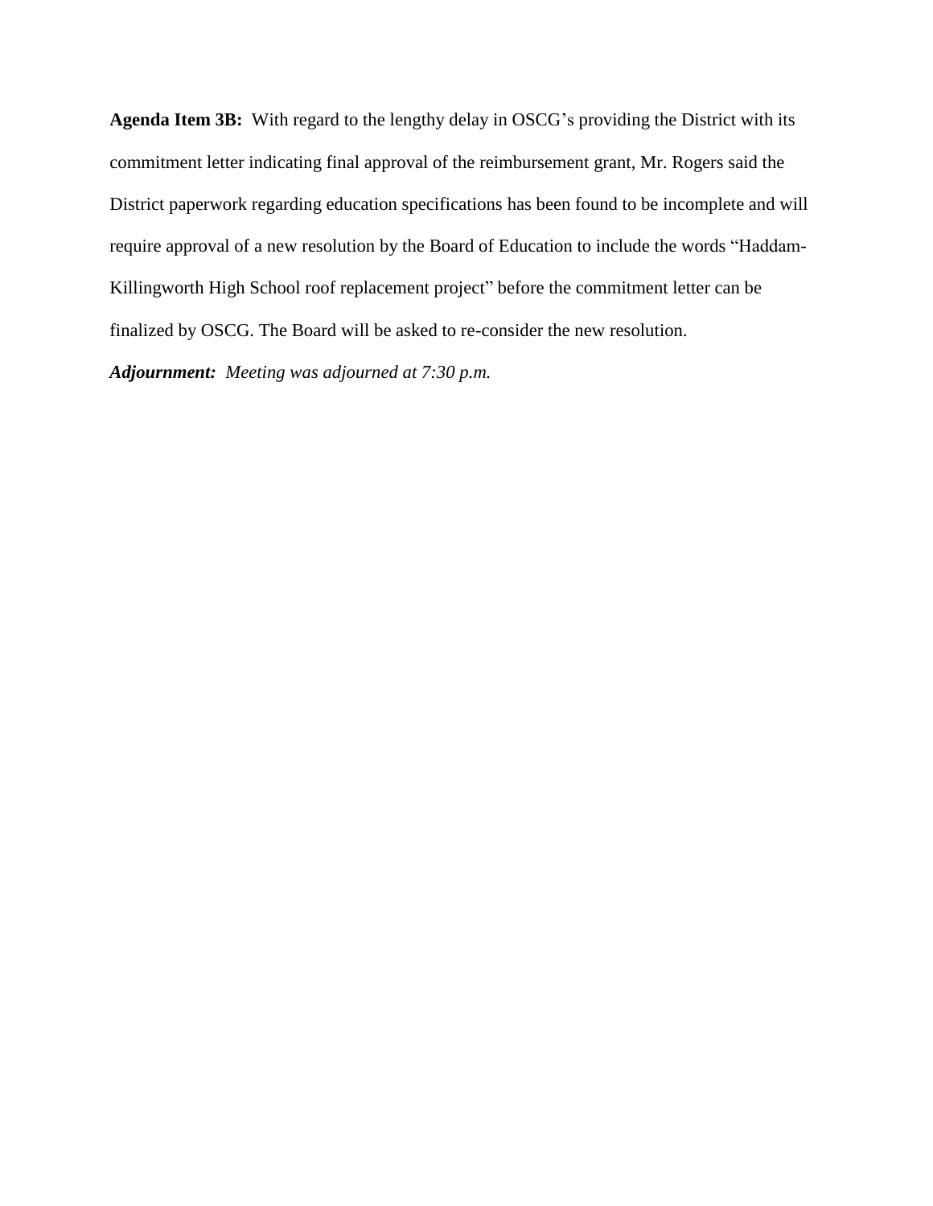**Agenda Item 3B:** With regard to the lengthy delay in OSCG's providing the District with its commitment letter indicating final approval of the reimbursement grant, Mr. Rogers said the District paperwork regarding education specifications has been found to be incomplete and will require approval of a new resolution by the Board of Education to include the words "Haddam-Killingworth High School roof replacement project" before the commitment letter can be finalized by OSCG. The Board will be asked to re-consider the new resolution.

***Adjournment:*** *Meeting was adjourned at 7:30 p.m.*